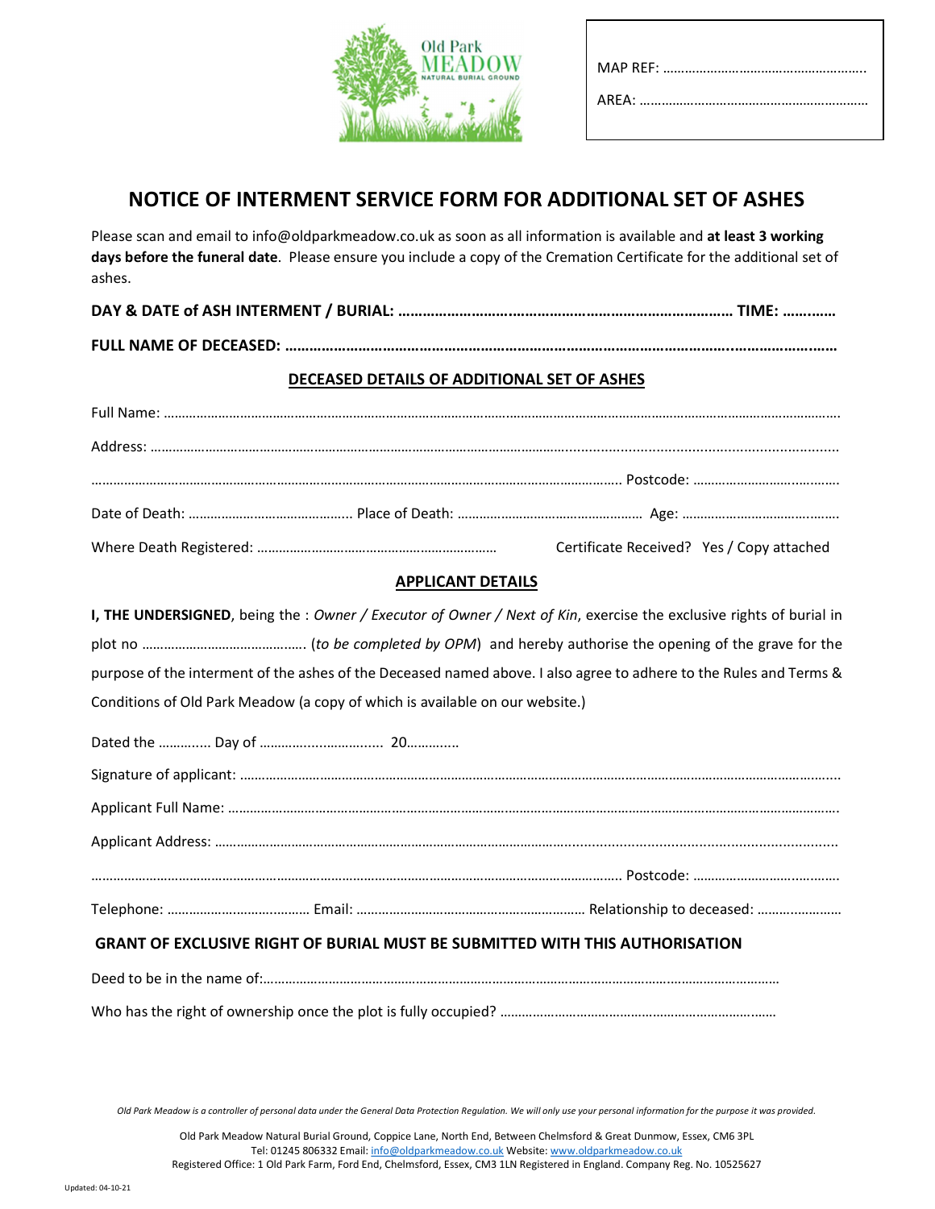Old Park MEADOW
NATURAL BURIAL GROUND

MAP REF: ………………………………………………….

AREA: ……………………………………………………

# NOTICE OF INTERMENT SERVICE FORM FOR ADDITIONAL SET OF ASHES

Please scan and email to info@oldparkmeadow.co.uk as soon as all information is available and **at least 3 working days before the funeral date**. Please ensure you include a copy of the Cremation Certificate for the additional set of ashes.

**DAY & DATE of ASH INTERMENT / BURIAL: ……………………………………………………………………… TIME: ……..…**

**FULL NAME OF DECEASED: ………………………………………………………………………………………………………………**

## DECEASED DETAILS OF ADDITIONAL SET OF ASHES

Full Name: ……………………………………………………………………………………………………………………………………………

Address: ………………………………………………………………………………………………………………………………………………

……………………………………………………………………………………………………………………… Postcode: ………………………………

Date of Death: ……………………………….. Place of Death: …………………………………… Age: ……………………………

Where Death Registered: …………………………………………………… Certificate Received? Yes / Copy attached

## APPLICANT DETAILS

**I, THE UNDERSIGNED**, being the : *Owner / Executor of Owner / Next of Kin*, exercise the exclusive rights of burial in plot no ………………………………. (*to be completed by OPM*) and hereby authorise the opening of the grave for the purpose of the interment of the ashes of the Deceased named above. I also agree to adhere to the Rules and Terms & Conditions of Old Park Meadow (a copy of which is available on our website.)

Dated the ………… Day of ………………………… 20…………

Signature of applicant: ……………………………………………………………………………………………………………………………

Applicant Full Name: ………………………………………………………………………………………………………………………………

Applicant Address: …………………………………………………………………………………………………………………………………

……………………………………………………………………………………………………………………… Postcode: ………………………………

Telephone: ……………………………… Email: ……………………………………………… Relationship to deceased: ………………

**GRANT OF EXCLUSIVE RIGHT OF BURIAL MUST BE SUBMITTED WITH THIS AUTHORISATION**

Deed to be in the name of:……………………………………………………………………………………………………………

Who has the right of ownership once the plot is fully occupied? ……………………………………………………………

*Old Park Meadow is a controller of personal data under the General Data Protection Regulation. We will only use your personal information for the purpose it was provided.*

Old Park Meadow Natural Burial Ground, Coppice Lane, North End, Between Chelmsford & Great Dunmow, Essex, CM6 3PL
Tel: 01245 806332 Email: info@oldparkmeadow.co.uk Website: www.oldparkmeadow.co.uk
Registered Office: 1 Old Park Farm, Ford End, Chelmsford, Essex, CM3 1LN Registered in England. Company Reg. No. 10525627

Updated: 04-10-21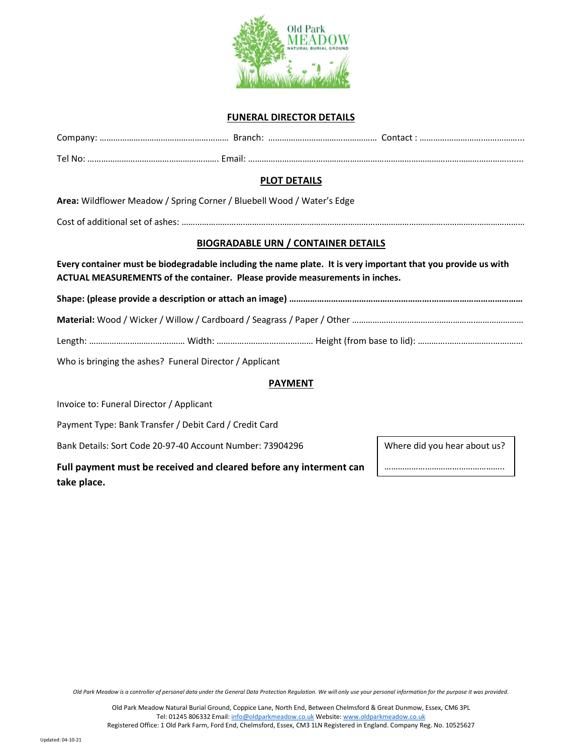## FUNERAL DIRECTOR DETAILS

Company: ………………………………………………… Branch: ……………………………………… Contact : ……………………………………..

Tel No: …………………………………………………. Email: ……………………………………………………………………………………………………..

## PLOT DETAILS

**Area:** Wildflower Meadow / Spring Corner / Bluebell Wood / Water's Edge

Cost of additional set of ashes: ……………………………………………………………………………………………………………………………

## BIOGRADABLE URN / CONTAINER DETAILS

**Every container must be biodegradable including the name plate. It is very important that you provide us with ACTUAL MEASUREMENTS of the container. Please provide measurements in inches.**

**Shape: (please provide a description or attach an image) ………………………………………………………………………………………**

**Material:** Wood / Wicker / Willow / Cardboard / Seagrass / Paper / Other ……………………………………………………………………

Length: ……………………………….…… Width: ……………………………….…… Height (from base to lid): ………………………………………

Who is bringing the ashes? Funeral Director / Applicant

## PAYMENT

Invoice to: Funeral Director / Applicant

Payment Type: Bank Transfer / Debit Card / Credit Card

Bank Details: Sort Code 20-97-40 Account Number: 73904296

**Full payment must be received and cleared before any interment can take place.**

Where did you hear about us?

……………………………………………….

*Old Park Meadow is a controller of personal data under the General Data Protection Regulation. We will only use your personal information for the purpose it was provided.*

Old Park Meadow Natural Burial Ground, Coppice Lane, North End, Between Chelmsford & Great Dunmow, Essex, CM6 3PL
Tel: 01245 806332 Email: info@oldparkmeadow.co.uk Website: www.oldparkmeadow.co.uk
Registered Office: 1 Old Park Farm, Ford End, Chelmsford, Essex, CM3 1LN Registered in England. Company Reg. No. 10525627

Updated: 04-10-21